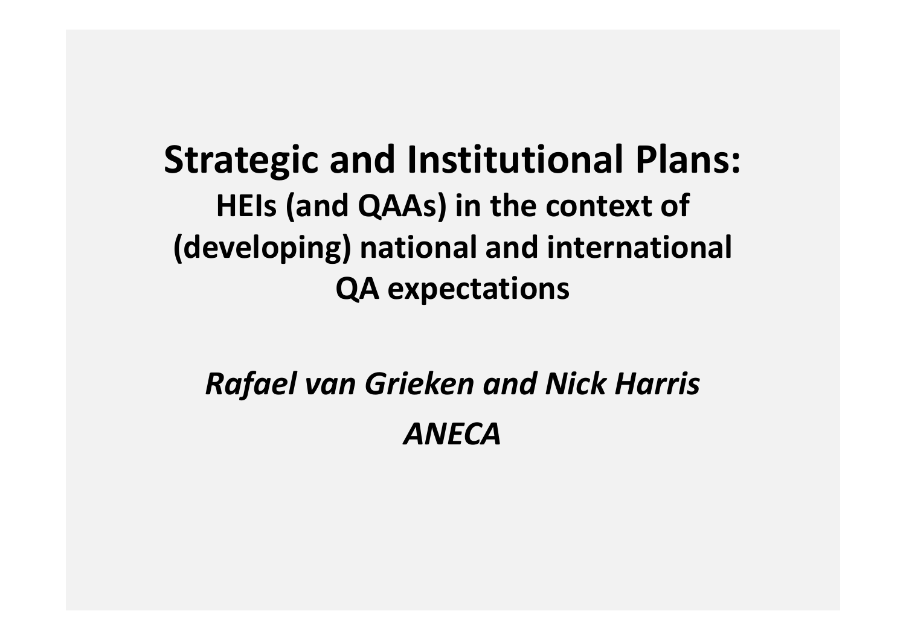# Strategic and Institutional Plans:

## HEIs (and QAAs) in the context of (developing) national and international QA expectations

*Rafael van Grieken and Nick Harris*

*ANECA*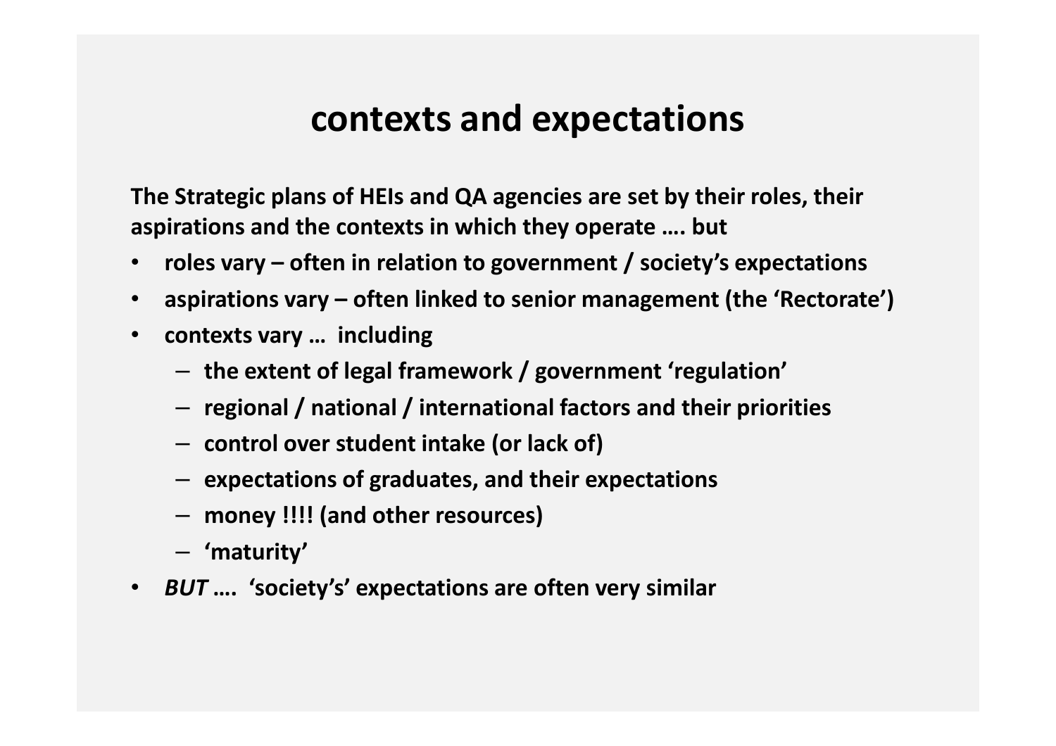# contexts and expectations

**The Strategic plans of HEIs and QA agencies are set by their roles, their aspirations and the contexts in which they operate …. but**

- **roles vary – often in relation to government / society's expectations**
- **aspirations vary – often linked to senior management (the 'Rectorate')**
- **contexts vary … including**
  - **the extent of legal framework / government 'regulation'**
  - **regional / national / international factors and their priorities**
  - **control over student intake (or lack of)**
  - **expectations of graduates, and their expectations**
  - **money !!!! (and other resources)**
  - **'maturity'**
- ***BUT* …. 'society's' expectations are often very similar**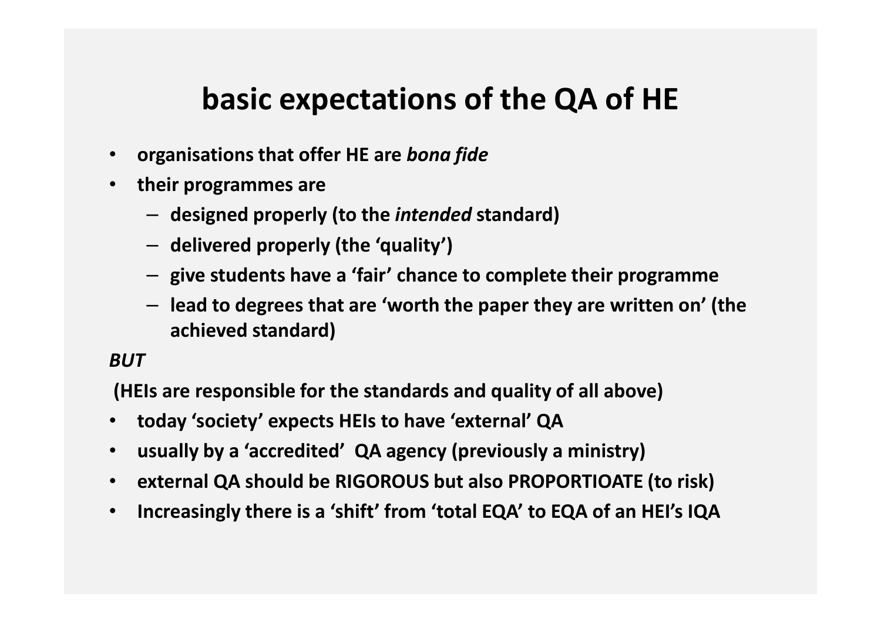# basic expectations of the QA of HE

- **organisations that offer HE are *bona fide***
- **their programmes are**
  - **designed properly (to the *intended* standard)**
  - **delivered properly (the 'quality')**
  - **give students have a 'fair' chance to complete their programme**
  - **lead to degrees that are 'worth the paper they are written on' (the achieved standard)**

***BUT***

**(HEIs are responsible for the standards and quality of all above)**

- **today 'society' expects HEIs to have 'external' QA**
- **usually by a 'accredited' QA agency (previously a ministry)**
- **external QA should be RIGOROUS but also PROPORTIOATE (to risk)**
- **Increasingly there is a 'shift' from 'total EQA' to EQA of an HEI's IQA**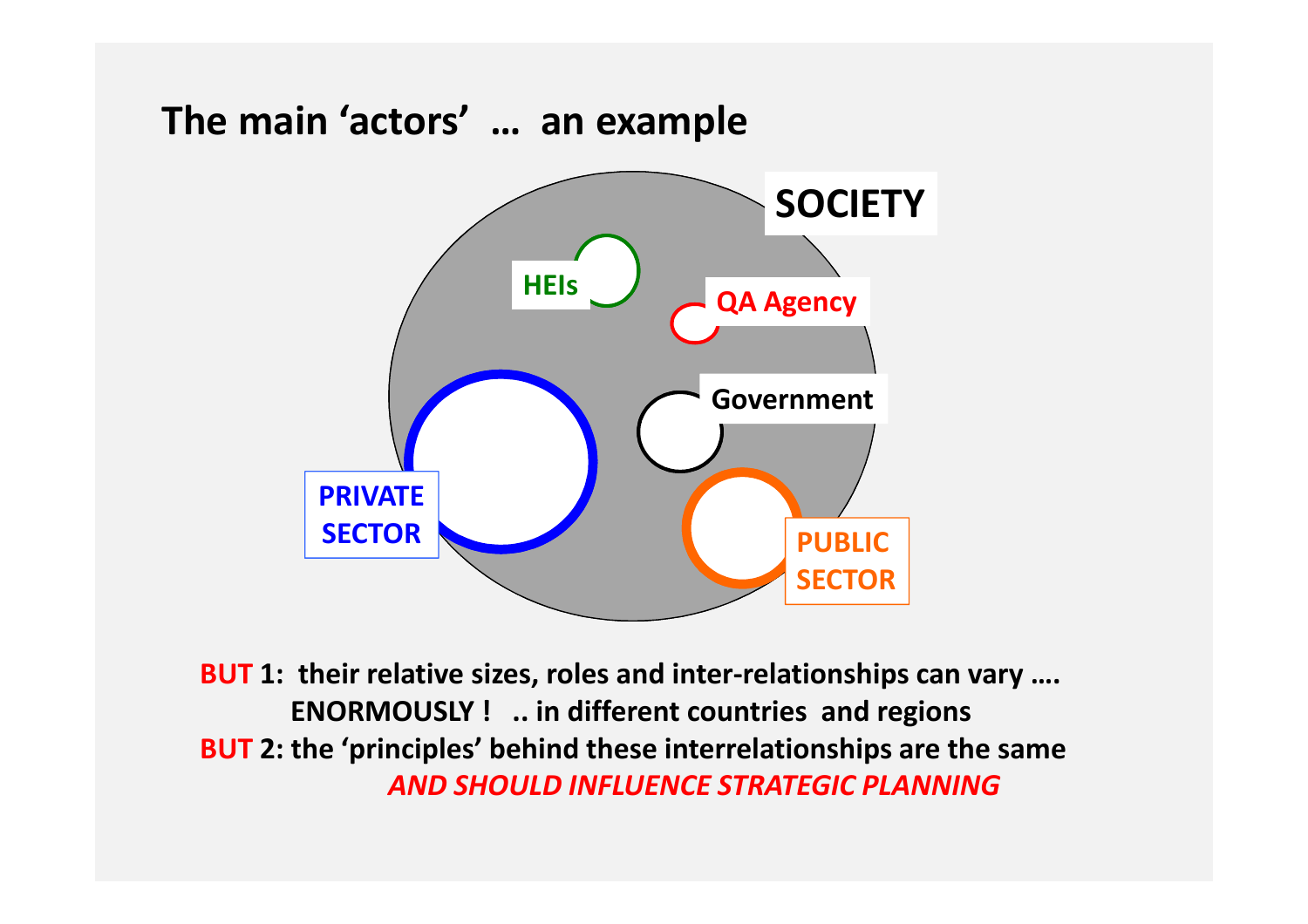## The main 'actors' … an example

SOCIETY

HEIs

QA Agency

Government

PRIVATE SECTOR

PUBLIC SECTOR

**BUT 1: their relative sizes, roles and inter-relationships can vary …. ENORMOUSLY ! .. in different countries and regions**

**BUT 2: the 'principles' behind these interrelationships are the same *AND SHOULD INFLUENCE STRATEGIC PLANNING***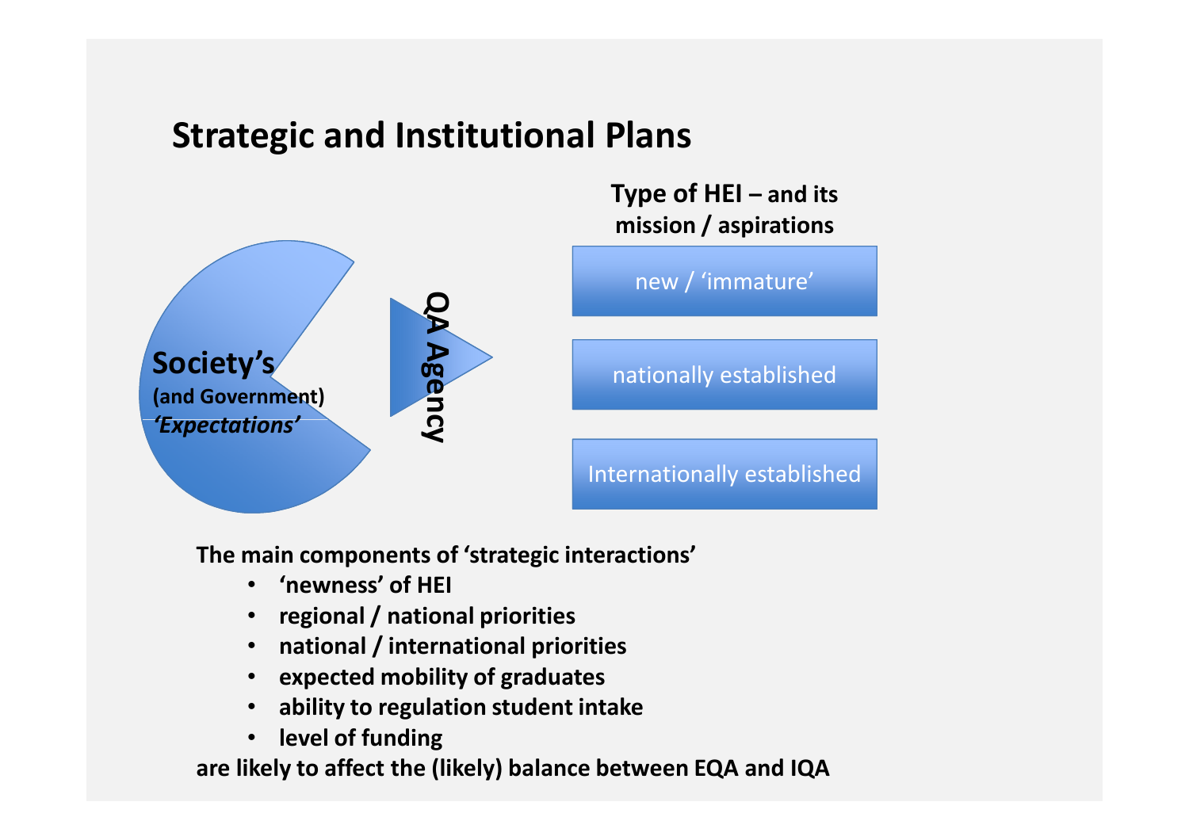# Strategic and Institutional Plans

Society's
(and Government)
*'Expectations'*

QA Agency

**Type of HEI – and its mission / aspirations**

- new / 'immature'
- nationally established
- Internationally established

**The main components of 'strategic interactions'**

- **'newness' of HEI**
- **regional / national priorities**
- **national / international priorities**
- **expected mobility of graduates**
- **ability to regulation student intake**
- **level of funding**

**are likely to affect the (likely) balance between EQA and IQA**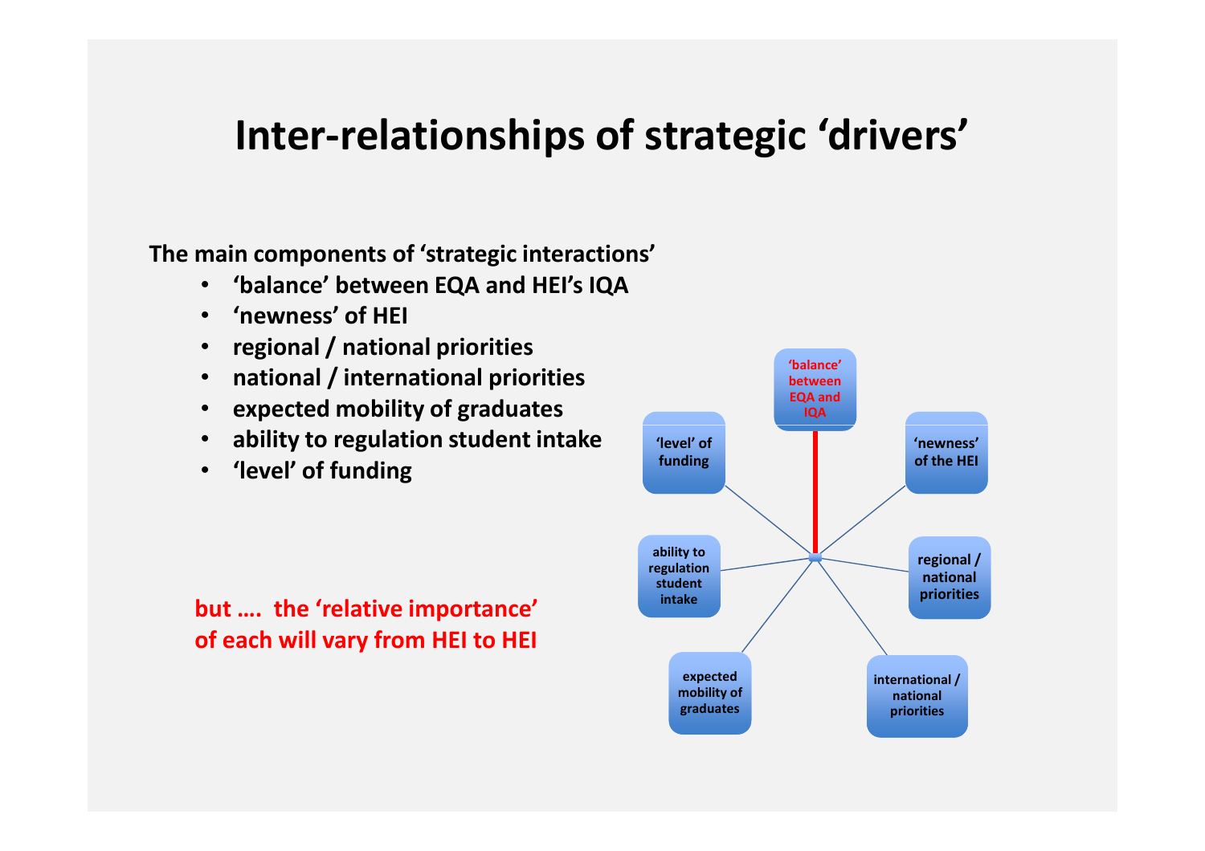# Inter-relationships of strategic 'drivers'

**The main components of 'strategic interactions'**

- **'balance' between EQA and HEI's IQA**
- **'newness' of HEI**
- **regional / national priorities**
- **national / international priorities**
- **expected mobility of graduates**
- **ability to regulation student intake**
- **'level' of funding**

**but …. the 'relative importance' of each will vary from HEI to HEI**

'balance' between EQA and IQA

'newness' of the HEI

regional / national priorities

international / national priorities

expected mobility of graduates

ability to regulation student intake

'level' of funding